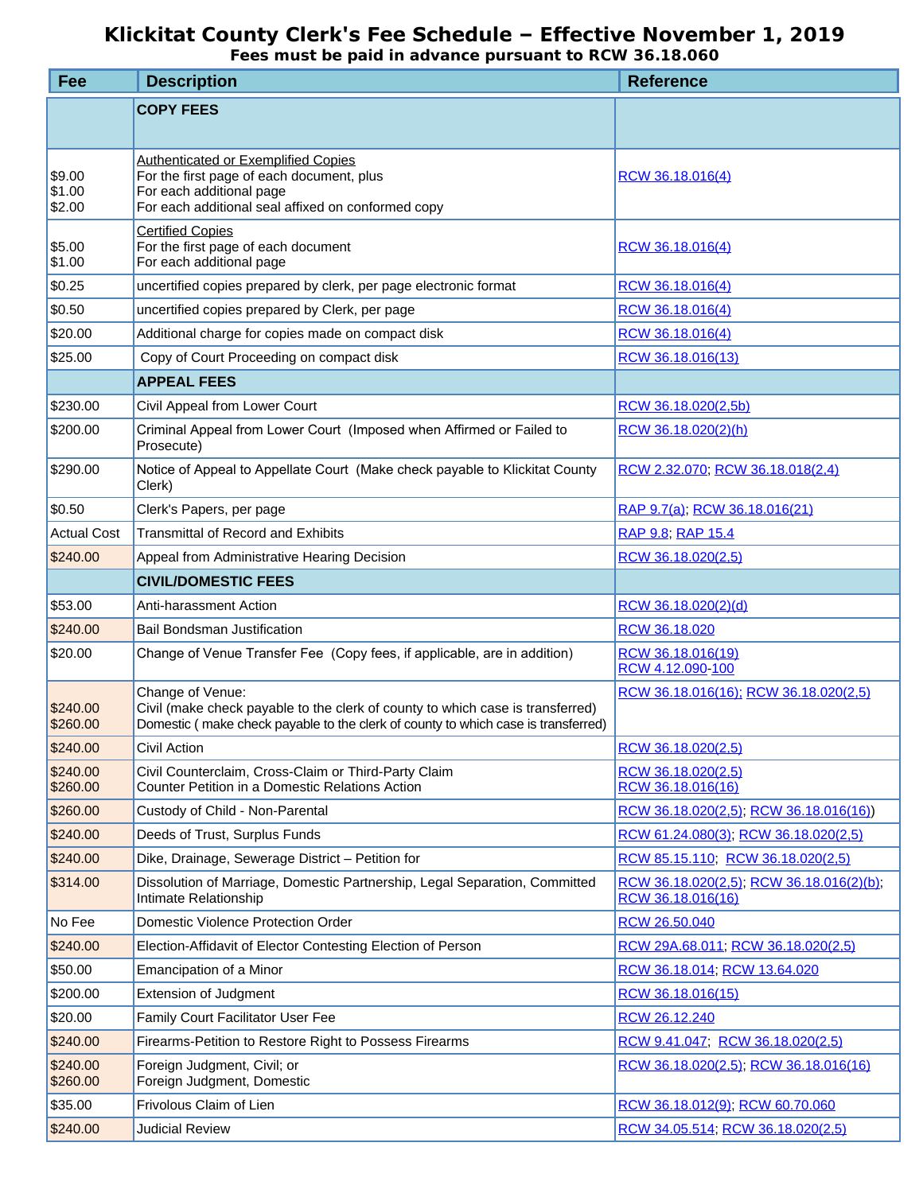# Klickitat County Clerk's Fee Schedule – Effective November 1, 2019

**Fees must be paid in advance pursuant to RCW 36.18.060**

| Fee | Description | Reference |
|---|---|---|
| | **COPY FEES** | |
| $9.00<br>$1.00<br>$2.00 | Authenticated or Exemplified Copies<br>For the first page of each document, plus<br>For each additional page<br>For each additional seal affixed on conformed copy | RCW 36.18.016(4) |
| $5.00<br>$1.00 | Certified Copies<br>For the first page of each document<br>For each additional page | RCW 36.18.016(4) |
| $0.25 | uncertified copies prepared by clerk, per page electronic format | RCW 36.18.016(4) |
| $0.50 | uncertified copies prepared by Clerk, per page | RCW 36.18.016(4) |
| $20.00 | Additional charge for copies made on compact disk | RCW 36.18.016(4) |
| $25.00 | Copy of Court Proceeding on compact disk | RCW 36.18.016(13) |
| | **APPEAL FEES** | |
| $230.00 | Civil Appeal from Lower Court | RCW 36.18.020(2,5b) |
| $200.00 | Criminal Appeal from Lower Court (Imposed when Affirmed or Failed to Prosecute) | RCW 36.18.020(2)(h) |
| $290.00 | Notice of Appeal to Appellate Court (Make check payable to Klickitat County Clerk) | RCW 2.32.070; RCW 36.18.018(2,4) |
| $0.50 | Clerk's Papers, per page | RAP 9.7(a); RCW 36.18.016(21) |
| Actual Cost | Transmittal of Record and Exhibits | RAP 9.8; RAP 15.4 |
| $240.00 | Appeal from Administrative Hearing Decision | RCW 36.18.020(2,5) |
| | **CIVIL/DOMESTIC FEES** | |
| $53.00 | Anti-harassment Action | RCW 36.18.020(2)(d) |
| $240.00 | Bail Bondsman Justification | RCW 36.18.020 |
| $20.00 | Change of Venue Transfer Fee (Copy fees, if applicable, are in addition) | RCW 36.18.016(19)<br>RCW 4.12.090-100 |
| $240.00<br>$260.00 | Change of Venue:<br>Civil (make check payable to the clerk of county to which case is transferred)<br>Domestic ( make check payable to the clerk of county to which case is transferred) | RCW 36.18.016(16); RCW 36.18.020(2,5) |
| $240.00 | Civil Action | RCW 36.18.020(2,5) |
| $240.00<br>$260.00 | Civil Counterclaim, Cross-Claim or Third-Party Claim<br>Counter Petition in a Domestic Relations Action | RCW 36.18.020(2,5)<br>RCW 36.18.016(16) |
| $260.00 | Custody of Child - Non-Parental | RCW 36.18.020(2,5); RCW 36.18.016(16)) |
| $240.00 | Deeds of Trust, Surplus Funds | RCW 61.24.080(3); RCW 36.18.020(2,5) |
| $240.00 | Dike, Drainage, Sewerage District – Petition for | RCW 85.15.110; RCW 36.18.020(2,5) |
| $314.00 | Dissolution of Marriage, Domestic Partnership, Legal Separation, Committed Intimate Relationship | RCW 36.18.020(2,5); RCW 36.18.016(2)(b); RCW 36.18.016(16) |
| No Fee | Domestic Violence Protection Order | RCW 26.50.040 |
| $240.00 | Election-Affidavit of Elector Contesting Election of Person | RCW 29A.68.011; RCW 36.18.020(2,5) |
| $50.00 | Emancipation of a Minor | RCW 36.18.014; RCW 13.64.020 |
| $200.00 | Extension of Judgment | RCW 36.18.016(15) |
| $20.00 | Family Court Facilitator User Fee | RCW 26.12.240 |
| $240.00 | Firearms-Petition to Restore Right to Possess Firearms | RCW 9.41.047; RCW 36.18.020(2,5) |
| $240.00<br>$260.00 | Foreign Judgment, Civil; or<br>Foreign Judgment, Domestic | RCW 36.18.020(2,5); RCW 36.18.016(16) |
| $35.00 | Frivolous Claim of Lien | RCW 36.18.012(9); RCW 60.70.060 |
| $240.00 | Judicial Review | RCW 34.05.514; RCW 36.18.020(2,5) |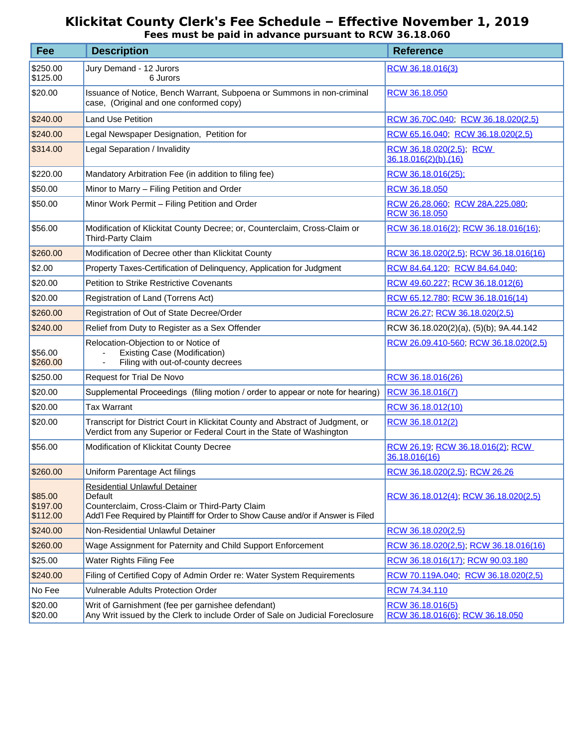# Klickitat County Clerk's Fee Schedule – Effective November 1, 2019

**Fees must be paid in advance pursuant to RCW 36.18.060**

| Fee | Description | Reference |
|---|---|---|
| $250.00<br>$125.00 | Jury Demand - 12 Jurors<br>6 Jurors | RCW 36.18.016(3) |
| $20.00 | Issuance of Notice, Bench Warrant, Subpoena or Summons in non-criminal case, (Original and one conformed copy) | RCW 36.18.050 |
| $240.00 | Land Use Petition | RCW 36.70C.040; RCW 36.18.020(2,5) |
| $240.00 | Legal Newspaper Designation, Petition for | RCW 65.16.040; RCW 36.18.020(2,5) |
| $314.00 | Legal Separation / Invalidity | RCW 36.18.020(2,5); RCW 36.18.016(2)(b),(16) |
| $220.00 | Mandatory Arbitration Fee (in addition to filing fee) | RCW 36.18.016(25); |
| $50.00 | Minor to Marry – Filing Petition and Order | RCW 36.18.050 |
| $50.00 | Minor Work Permit – Filing Petition and Order | RCW 26.28.060; RCW 28A.225.080; RCW 36.18.050 |
| $56.00 | Modification of Klickitat County Decree; or, Counterclaim, Cross-Claim or Third-Party Claim | RCW 36.18.016(2); RCW 36.18.016(16); |
| $260.00 | Modification of Decree other than Klickitat County | RCW 36.18.020(2,5); RCW 36.18.016(16) |
| $2.00 | Property Taxes-Certification of Delinquency, Application for Judgment | RCW 84.64.120; RCW 84.64.040; |
| $20.00 | Petition to Strike Restrictive Covenants | RCW 49.60.227; RCW 36.18.012(6) |
| $20.00 | Registration of Land (Torrens Act) | RCW 65.12.780; RCW 36.18.016(14) |
| $260.00 | Registration of Out of State Decree/Order | RCW 26.27; RCW 36.18.020(2,5) |
| $240.00 | Relief from Duty to Register as a Sex Offender | RCW 36.18.020(2)(a), (5)(b); 9A.44.142 |
| <br>$56.00<br>$260.00 | Relocation-Objection to or Notice of<br>- Existing Case (Modification)<br>- Filing with out-of-county decrees | RCW 26.09.410-560; RCW 36.18.020(2,5) |
| $250.00 | Request for Trial De Novo | RCW 36.18.016(26) |
| $20.00 | Supplemental Proceedings (filing motion / order to appear or note for hearing) | RCW 36.18.016(7) |
| $20.00 | Tax Warrant | RCW 36.18.012(10) |
| $20.00 | Transcript for District Court in Klickitat County and Abstract of Judgment, or Verdict from any Superior or Federal Court in the State of Washington | RCW 36.18.012(2) |
| $56.00 | Modification of Klickitat County Decree | RCW 26.19; RCW 36.18.016(2); RCW 36.18.016(16) |
| $260.00 | Uniform Parentage Act filings | RCW 36.18.020(2,5); RCW 26.26 |
| <br>$85.00<br>$197.00<br>$112.00 | Residential Unlawful Detainer<br>Default<br>Counterclaim, Cross-Claim or Third-Party Claim<br>Add'l Fee Required by Plaintiff for Order to Show Cause and/or if Answer is Filed | RCW 36.18.012(4); RCW 36.18.020(2,5) |
| $240.00 | Non-Residential Unlawful Detainer | RCW 36.18.020(2,5) |
| $260.00 | Wage Assignment for Paternity and Child Support Enforcement | RCW 36.18.020(2,5); RCW 36.18.016(16) |
| $25.00 | Water Rights Filing Fee | RCW 36.18.016(17); RCW 90.03.180 |
| $240.00 | Filing of Certified Copy of Admin Order re: Water System Requirements | RCW 70.119A.040; RCW 36.18.020(2,5) |
| No Fee | Vulnerable Adults Protection Order | RCW 74.34.110 |
| $20.00<br>$20.00 | Writ of Garnishment (fee per garnishee defendant)<br>Any Writ issued by the Clerk to include Order of Sale on Judicial Foreclosure | RCW 36.18.016(5)<br>RCW 36.18.016(6); RCW 36.18.050 |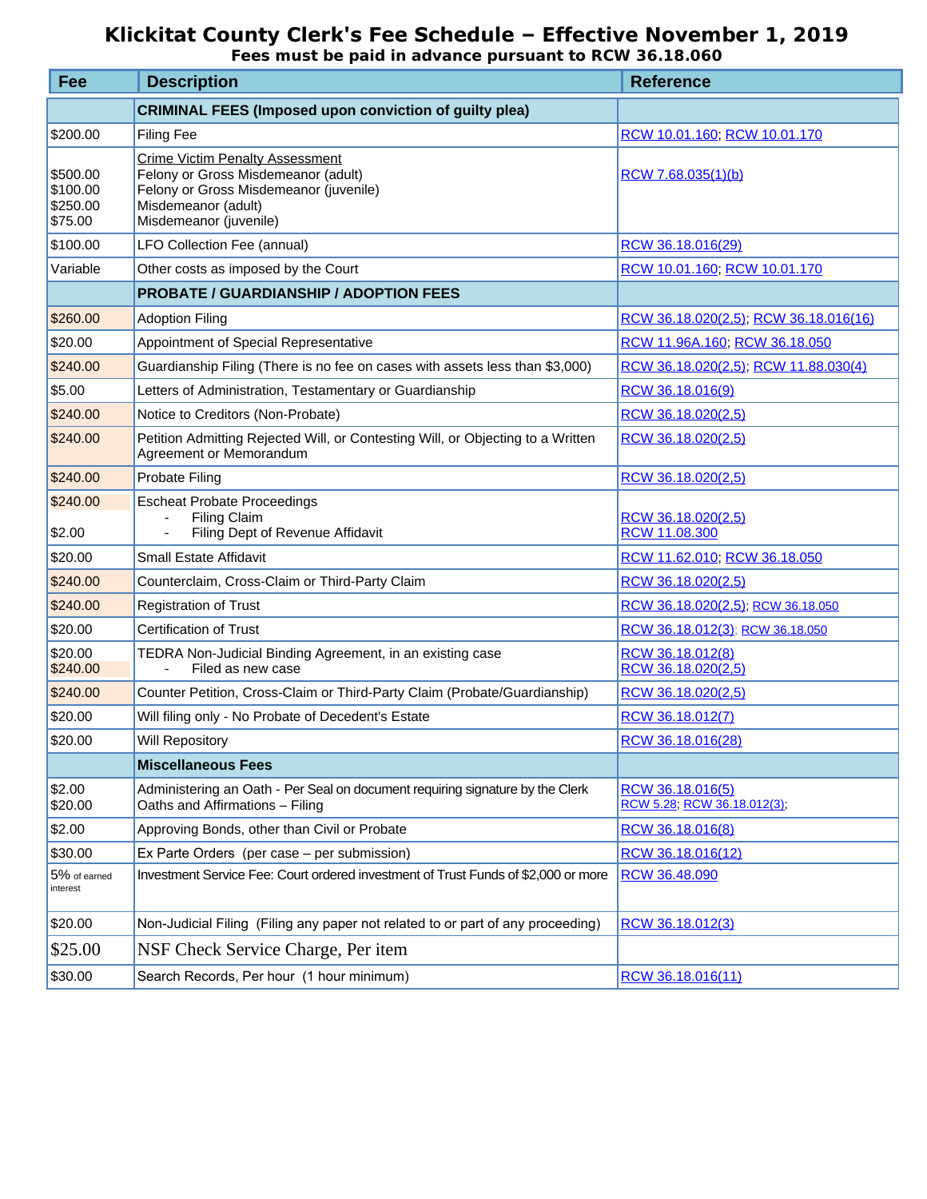# Klickitat County Clerk's Fee Schedule – Effective November 1, 2019

**Fees must be paid in advance pursuant to RCW 36.18.060**

| Fee | Description | Reference |
|---|---|---|
| | **CRIMINAL FEES (Imposed upon conviction of guilty plea)** | |
| $200.00 | Filing Fee | RCW 10.01.160; RCW 10.01.170 |
| <br>$500.00<br>$100.00<br>$250.00<br>$75.00 | Crime Victim Penalty Assessment<br>Felony or Gross Misdemeanor (adult)<br>Felony or Gross Misdemeanor (juvenile)<br>Misdemeanor (adult)<br>Misdemeanor (juvenile) | RCW 7.68.035(1)(b) |
| $100.00 | LFO Collection Fee (annual) | RCW 36.18.016(29) |
| Variable | Other costs as imposed by the Court | RCW 10.01.160; RCW 10.01.170 |
| | **PROBATE / GUARDIANSHIP / ADOPTION FEES** | |
| $260.00 | Adoption Filing | RCW 36.18.020(2,5); RCW 36.18.016(16) |
| $20.00 | Appointment of Special Representative | RCW 11.96A.160; RCW 36.18.050 |
| $240.00 | Guardianship Filing (There is no fee on cases with assets less than $3,000) | RCW 36.18.020(2,5); RCW 11.88.030(4) |
| $5.00 | Letters of Administration, Testamentary or Guardianship | RCW 36.18.016(9) |
| $240.00 | Notice to Creditors (Non-Probate) | RCW 36.18.020(2,5) |
| $240.00 | Petition Admitting Rejected Will, or Contesting Will, or Objecting to a Written Agreement or Memorandum | RCW 36.18.020(2,5) |
| $240.00 | Probate Filing | RCW 36.18.020(2,5) |
| $240.00<br><br>$2.00 | Escheat Probate Proceedings<br>- Filing Claim<br>- Filing Dept of Revenue Affidavit | <br>RCW 36.18.020(2,5)<br>RCW 11.08.300 |
| $20.00 | Small Estate Affidavit | RCW 11.62.010; RCW 36.18.050 |
| $240.00 | Counterclaim, Cross-Claim or Third-Party Claim | RCW 36.18.020(2,5) |
| $240.00 | Registration of Trust | RCW 36.18.020(2,5); RCW 36.18.050 |
| $20.00 | Certification of Trust | RCW 36.18.012(3); RCW 36.18.050 |
| $20.00<br>$240.00 | TEDRA Non-Judicial Binding Agreement, in an existing case<br>- Filed as new case | RCW 36.18.012(8)<br>RCW 36.18.020(2,5) |
| $240.00 | Counter Petition, Cross-Claim or Third-Party Claim (Probate/Guardianship) | RCW 36.18.020(2,5) |
| $20.00 | Will filing only - No Probate of Decedent's Estate | RCW 36.18.012(7) |
| $20.00 | Will Repository | RCW 36.18.016(28) |
| | **Miscellaneous Fees** | |
| $2.00<br>$20.00 | Administering an Oath - Per Seal on document requiring signature by the Clerk<br>Oaths and Affirmations – Filing | RCW 36.18.016(5)<br>RCW 5.28; RCW 36.18.012(3); |
| $2.00 | Approving Bonds, other than Civil or Probate | RCW 36.18.016(8) |
| $30.00 | Ex Parte Orders (per case – per submission) | RCW 36.18.016(12) |
| 5% of earned interest | Investment Service Fee: Court ordered investment of Trust Funds of $2,000 or more | RCW 36.48.090 |
| $20.00 | Non-Judicial Filing (Filing any paper not related to or part of any proceeding) | RCW 36.18.012(3) |
| $25.00 | NSF Check Service Charge, Per item | |
| $30.00 | Search Records, Per hour (1 hour minimum) | RCW 36.18.016(11) |